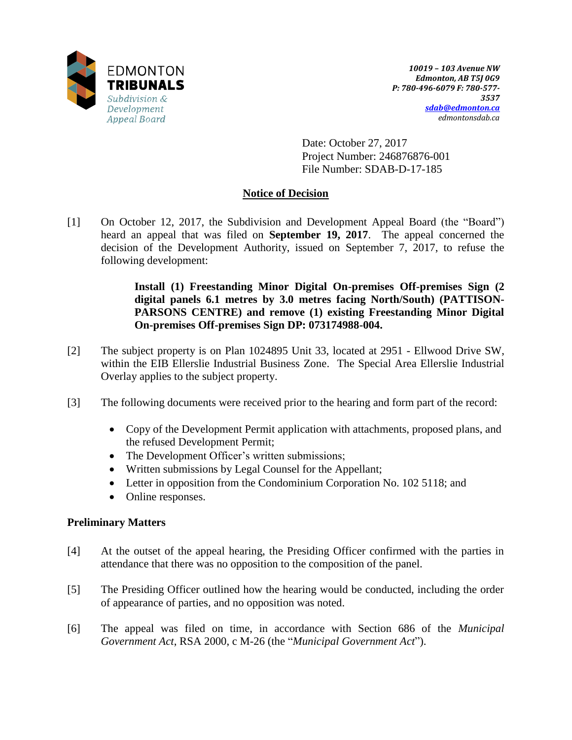EDMONTON **TRIBUNALS**
*Subdivision & Development Appeal Board*

***10019 – 103 Avenue NW***
***Edmonton, AB T5J 0G9***
***P: 780-496-6079 F: 780-577-3537***
***sdab@edmonton.ca***
*edmontonsdab.ca*

Date: October 27, 2017
Project Number: 246876876-001
File Number: SDAB-D-17-185

## Notice of Decision

[1] On October 12, 2017, the Subdivision and Development Appeal Board (the "Board") heard an appeal that was filed on **September 19, 2017**. The appeal concerned the decision of the Development Authority, issued on September 7, 2017, to refuse the following development:

> **Install (1) Freestanding Minor Digital On-premises Off-premises Sign (2 digital panels 6.1 metres by 3.0 metres facing North/South) (PATTISON-PARSONS CENTRE) and remove (1) existing Freestanding Minor Digital On-premises Off-premises Sign DP: 073174988-004.**

[2] The subject property is on Plan 1024895 Unit 33, located at 2951 - Ellwood Drive SW, within the EIB Ellerslie Industrial Business Zone. The Special Area Ellerslie Industrial Overlay applies to the subject property.

[3] The following documents were received prior to the hearing and form part of the record:

- Copy of the Development Permit application with attachments, proposed plans, and the refused Development Permit;
- The Development Officer's written submissions;
- Written submissions by Legal Counsel for the Appellant;
- Letter in opposition from the Condominium Corporation No. 102 5118; and
- Online responses.

### Preliminary Matters

[4] At the outset of the appeal hearing, the Presiding Officer confirmed with the parties in attendance that there was no opposition to the composition of the panel.

[5] The Presiding Officer outlined how the hearing would be conducted, including the order of appearance of parties, and no opposition was noted.

[6] The appeal was filed on time, in accordance with Section 686 of the *Municipal Government Act*, RSA 2000, c M-26 (the "*Municipal Government Act*").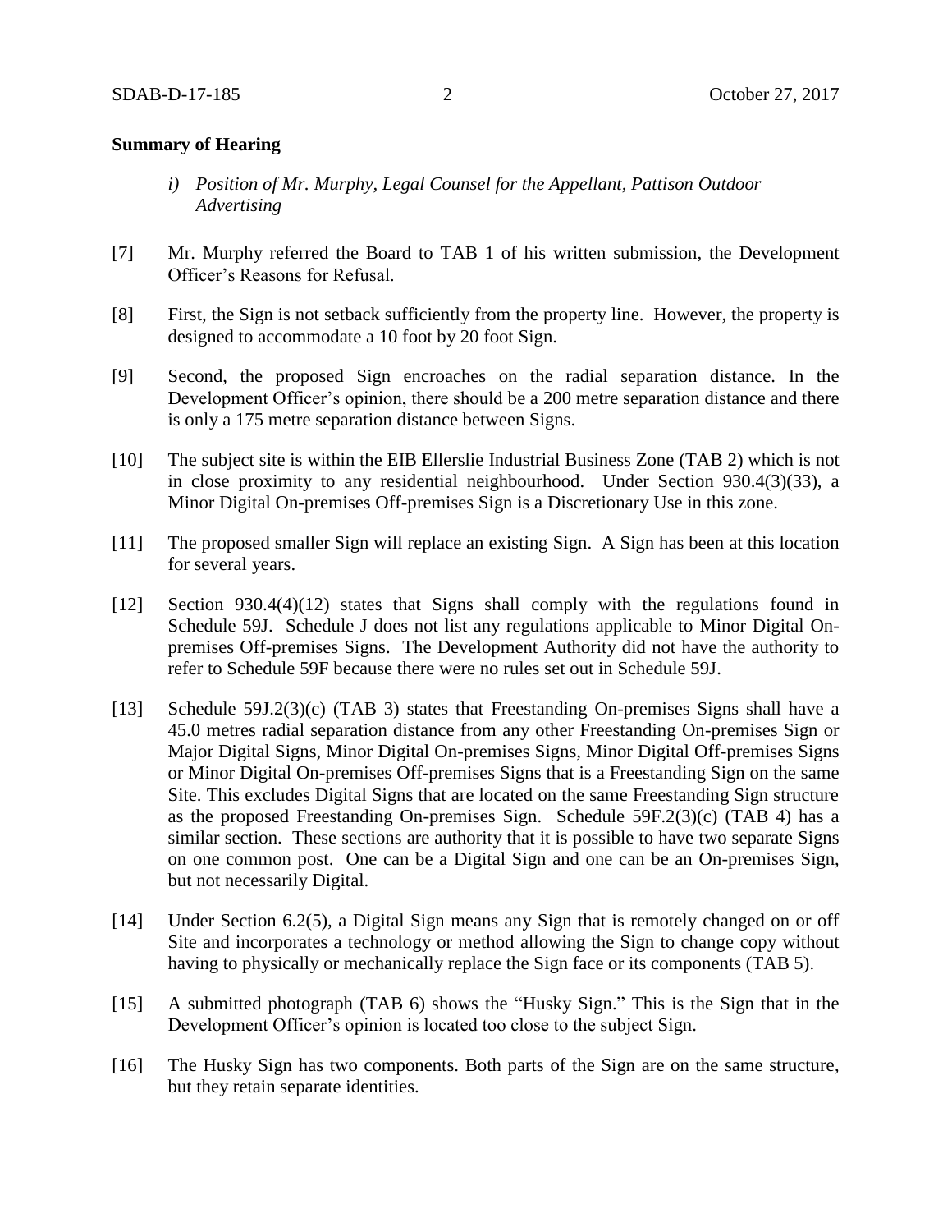**Summary of Hearing**

*i) Position of Mr. Murphy, Legal Counsel for the Appellant, Pattison Outdoor Advertising*

[7] Mr. Murphy referred the Board to TAB 1 of his written submission, the Development Officer's Reasons for Refusal.

[8] First, the Sign is not setback sufficiently from the property line. However, the property is designed to accommodate a 10 foot by 20 foot Sign.

[9] Second, the proposed Sign encroaches on the radial separation distance. In the Development Officer's opinion, there should be a 200 metre separation distance and there is only a 175 metre separation distance between Signs.

[10] The subject site is within the EIB Ellerslie Industrial Business Zone (TAB 2) which is not in close proximity to any residential neighbourhood. Under Section 930.4(3)(33), a Minor Digital On-premises Off-premises Sign is a Discretionary Use in this zone.

[11] The proposed smaller Sign will replace an existing Sign. A Sign has been at this location for several years.

[12] Section 930.4(4)(12) states that Signs shall comply with the regulations found in Schedule 59J. Schedule J does not list any regulations applicable to Minor Digital On-premises Off-premises Signs. The Development Authority did not have the authority to refer to Schedule 59F because there were no rules set out in Schedule 59J.

[13] Schedule 59J.2(3)(c) (TAB 3) states that Freestanding On-premises Signs shall have a 45.0 metres radial separation distance from any other Freestanding On-premises Sign or Major Digital Signs, Minor Digital On-premises Signs, Minor Digital Off-premises Signs or Minor Digital On-premises Off-premises Signs that is a Freestanding Sign on the same Site. This excludes Digital Signs that are located on the same Freestanding Sign structure as the proposed Freestanding On-premises Sign. Schedule 59F.2(3)(c) (TAB 4) has a similar section. These sections are authority that it is possible to have two separate Signs on one common post. One can be a Digital Sign and one can be an On-premises Sign, but not necessarily Digital.

[14] Under Section 6.2(5), a Digital Sign means any Sign that is remotely changed on or off Site and incorporates a technology or method allowing the Sign to change copy without having to physically or mechanically replace the Sign face or its components (TAB 5).

[15] A submitted photograph (TAB 6) shows the "Husky Sign." This is the Sign that in the Development Officer's opinion is located too close to the subject Sign.

[16] The Husky Sign has two components. Both parts of the Sign are on the same structure, but they retain separate identities.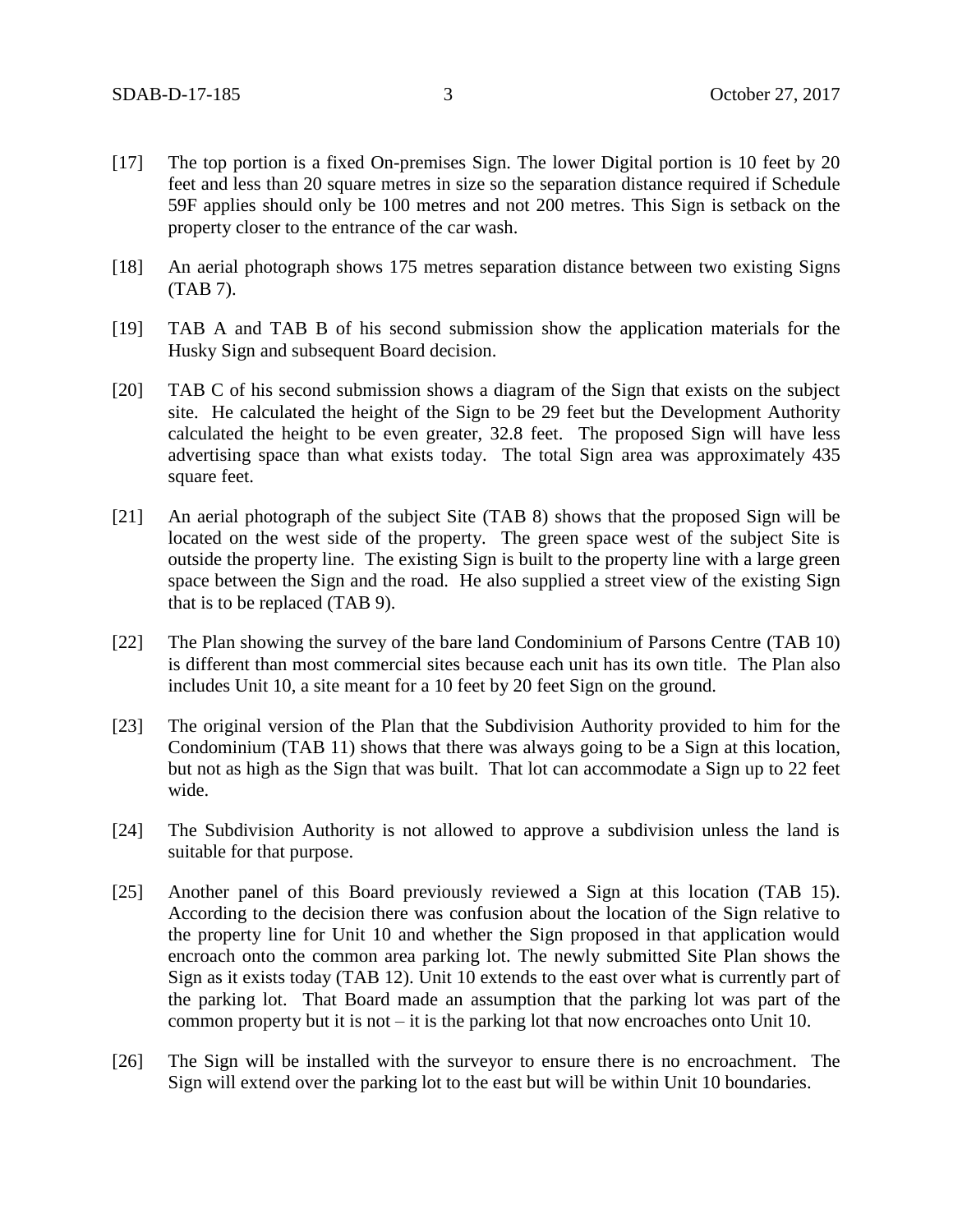[17] The top portion is a fixed On-premises Sign. The lower Digital portion is 10 feet by 20 feet and less than 20 square metres in size so the separation distance required if Schedule 59F applies should only be 100 metres and not 200 metres. This Sign is setback on the property closer to the entrance of the car wash.

[18] An aerial photograph shows 175 metres separation distance between two existing Signs (TAB 7).

[19] TAB A and TAB B of his second submission show the application materials for the Husky Sign and subsequent Board decision.

[20] TAB C of his second submission shows a diagram of the Sign that exists on the subject site. He calculated the height of the Sign to be 29 feet but the Development Authority calculated the height to be even greater, 32.8 feet. The proposed Sign will have less advertising space than what exists today. The total Sign area was approximately 435 square feet.

[21] An aerial photograph of the subject Site (TAB 8) shows that the proposed Sign will be located on the west side of the property. The green space west of the subject Site is outside the property line. The existing Sign is built to the property line with a large green space between the Sign and the road. He also supplied a street view of the existing Sign that is to be replaced (TAB 9).

[22] The Plan showing the survey of the bare land Condominium of Parsons Centre (TAB 10) is different than most commercial sites because each unit has its own title. The Plan also includes Unit 10, a site meant for a 10 feet by 20 feet Sign on the ground.

[23] The original version of the Plan that the Subdivision Authority provided to him for the Condominium (TAB 11) shows that there was always going to be a Sign at this location, but not as high as the Sign that was built. That lot can accommodate a Sign up to 22 feet wide.

[24] The Subdivision Authority is not allowed to approve a subdivision unless the land is suitable for that purpose.

[25] Another panel of this Board previously reviewed a Sign at this location (TAB 15). According to the decision there was confusion about the location of the Sign relative to the property line for Unit 10 and whether the Sign proposed in that application would encroach onto the common area parking lot. The newly submitted Site Plan shows the Sign as it exists today (TAB 12). Unit 10 extends to the east over what is currently part of the parking lot. That Board made an assumption that the parking lot was part of the common property but it is not – it is the parking lot that now encroaches onto Unit 10.

[26] The Sign will be installed with the surveyor to ensure there is no encroachment. The Sign will extend over the parking lot to the east but will be within Unit 10 boundaries.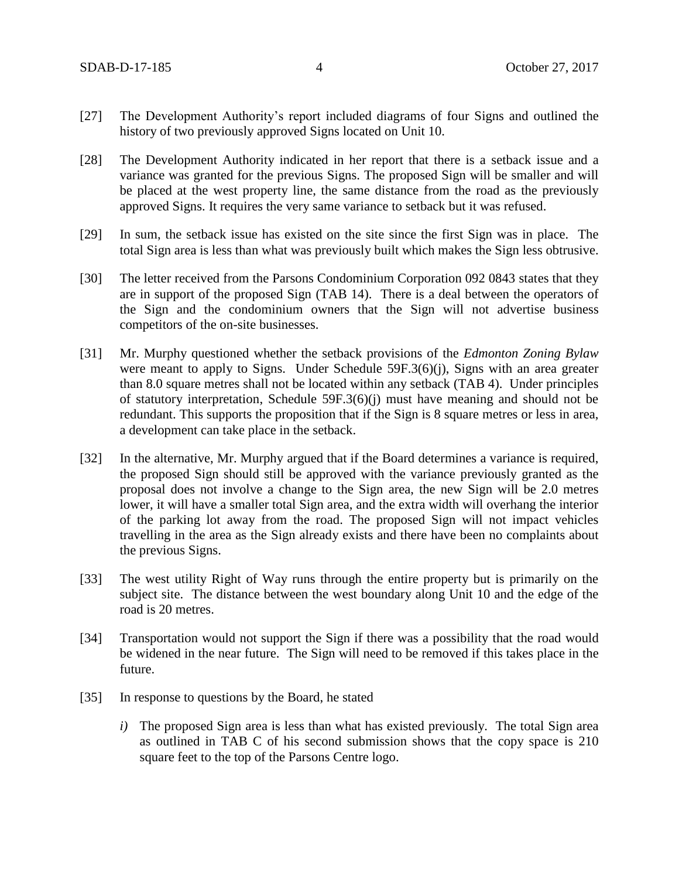[27] The Development Authority's report included diagrams of four Signs and outlined the history of two previously approved Signs located on Unit 10.

[28] The Development Authority indicated in her report that there is a setback issue and a variance was granted for the previous Signs. The proposed Sign will be smaller and will be placed at the west property line, the same distance from the road as the previously approved Signs. It requires the very same variance to setback but it was refused.

[29] In sum, the setback issue has existed on the site since the first Sign was in place. The total Sign area is less than what was previously built which makes the Sign less obtrusive.

[30] The letter received from the Parsons Condominium Corporation 092 0843 states that they are in support of the proposed Sign (TAB 14). There is a deal between the operators of the Sign and the condominium owners that the Sign will not advertise business competitors of the on-site businesses.

[31] Mr. Murphy questioned whether the setback provisions of the *Edmonton Zoning Bylaw* were meant to apply to Signs. Under Schedule 59F.3(6)(j), Signs with an area greater than 8.0 square metres shall not be located within any setback (TAB 4). Under principles of statutory interpretation, Schedule 59F.3(6)(j) must have meaning and should not be redundant. This supports the proposition that if the Sign is 8 square metres or less in area, a development can take place in the setback.

[32] In the alternative, Mr. Murphy argued that if the Board determines a variance is required, the proposed Sign should still be approved with the variance previously granted as the proposal does not involve a change to the Sign area, the new Sign will be 2.0 metres lower, it will have a smaller total Sign area, and the extra width will overhang the interior of the parking lot away from the road. The proposed Sign will not impact vehicles travelling in the area as the Sign already exists and there have been no complaints about the previous Signs.

[33] The west utility Right of Way runs through the entire property but is primarily on the subject site. The distance between the west boundary along Unit 10 and the edge of the road is 20 metres.

[34] Transportation would not support the Sign if there was a possibility that the road would be widened in the near future. The Sign will need to be removed if this takes place in the future.

[35] In response to questions by the Board, he stated

*i)* The proposed Sign area is less than what has existed previously. The total Sign area as outlined in TAB C of his second submission shows that the copy space is 210 square feet to the top of the Parsons Centre logo.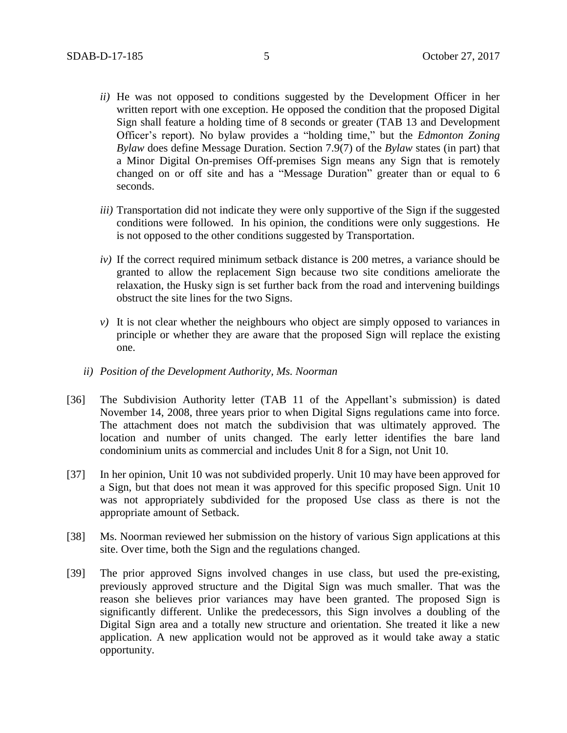*ii)* He was not opposed to conditions suggested by the Development Officer in her written report with one exception. He opposed the condition that the proposed Digital Sign shall feature a holding time of 8 seconds or greater (TAB 13 and Development Officer's report). No bylaw provides a "holding time," but the *Edmonton Zoning Bylaw* does define Message Duration. Section 7.9(7) of the *Bylaw* states (in part) that a Minor Digital On-premises Off-premises Sign means any Sign that is remotely changed on or off site and has a "Message Duration" greater than or equal to 6 seconds.

*iii)* Transportation did not indicate they were only supportive of the Sign if the suggested conditions were followed. In his opinion, the conditions were only suggestions. He is not opposed to the other conditions suggested by Transportation.

*iv)* If the correct required minimum setback distance is 200 metres, a variance should be granted to allow the replacement Sign because two site conditions ameliorate the relaxation, the Husky sign is set further back from the road and intervening buildings obstruct the site lines for the two Signs.

*v)* It is not clear whether the neighbours who object are simply opposed to variances in principle or whether they are aware that the proposed Sign will replace the existing one.

*ii) Position of the Development Authority, Ms. Noorman*

[36] The Subdivision Authority letter (TAB 11 of the Appellant's submission) is dated November 14, 2008, three years prior to when Digital Signs regulations came into force. The attachment does not match the subdivision that was ultimately approved. The location and number of units changed. The early letter identifies the bare land condominium units as commercial and includes Unit 8 for a Sign, not Unit 10.

[37] In her opinion, Unit 10 was not subdivided properly. Unit 10 may have been approved for a Sign, but that does not mean it was approved for this specific proposed Sign. Unit 10 was not appropriately subdivided for the proposed Use class as there is not the appropriate amount of Setback.

[38] Ms. Noorman reviewed her submission on the history of various Sign applications at this site. Over time, both the Sign and the regulations changed.

[39] The prior approved Signs involved changes in use class, but used the pre-existing, previously approved structure and the Digital Sign was much smaller. That was the reason she believes prior variances may have been granted. The proposed Sign is significantly different. Unlike the predecessors, this Sign involves a doubling of the Digital Sign area and a totally new structure and orientation. She treated it like a new application. A new application would not be approved as it would take away a static opportunity.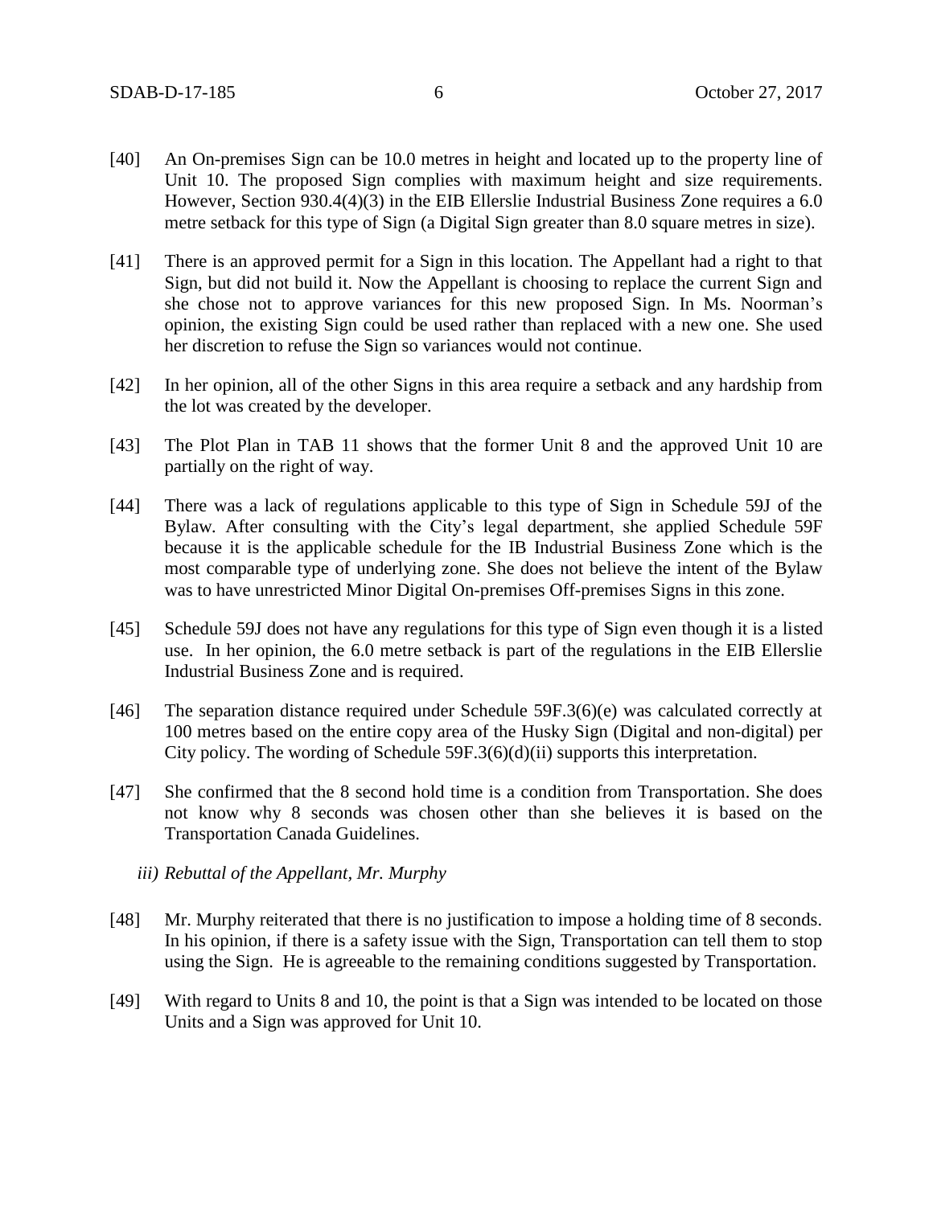[40] An On-premises Sign can be 10.0 metres in height and located up to the property line of Unit 10. The proposed Sign complies with maximum height and size requirements. However, Section 930.4(4)(3) in the EIB Ellerslie Industrial Business Zone requires a 6.0 metre setback for this type of Sign (a Digital Sign greater than 8.0 square metres in size).

[41] There is an approved permit for a Sign in this location. The Appellant had a right to that Sign, but did not build it. Now the Appellant is choosing to replace the current Sign and she chose not to approve variances for this new proposed Sign. In Ms. Noorman's opinion, the existing Sign could be used rather than replaced with a new one. She used her discretion to refuse the Sign so variances would not continue.

[42] In her opinion, all of the other Signs in this area require a setback and any hardship from the lot was created by the developer.

[43] The Plot Plan in TAB 11 shows that the former Unit 8 and the approved Unit 10 are partially on the right of way.

[44] There was a lack of regulations applicable to this type of Sign in Schedule 59J of the Bylaw. After consulting with the City's legal department, she applied Schedule 59F because it is the applicable schedule for the IB Industrial Business Zone which is the most comparable type of underlying zone. She does not believe the intent of the Bylaw was to have unrestricted Minor Digital On-premises Off-premises Signs in this zone.

[45] Schedule 59J does not have any regulations for this type of Sign even though it is a listed use. In her opinion, the 6.0 metre setback is part of the regulations in the EIB Ellerslie Industrial Business Zone and is required.

[46] The separation distance required under Schedule 59F.3(6)(e) was calculated correctly at 100 metres based on the entire copy area of the Husky Sign (Digital and non-digital) per City policy. The wording of Schedule 59F.3(6)(d)(ii) supports this interpretation.

[47] She confirmed that the 8 second hold time is a condition from Transportation. She does not know why 8 seconds was chosen other than she believes it is based on the Transportation Canada Guidelines.

*iii) Rebuttal of the Appellant, Mr. Murphy*

[48] Mr. Murphy reiterated that there is no justification to impose a holding time of 8 seconds. In his opinion, if there is a safety issue with the Sign, Transportation can tell them to stop using the Sign. He is agreeable to the remaining conditions suggested by Transportation.

[49] With regard to Units 8 and 10, the point is that a Sign was intended to be located on those Units and a Sign was approved for Unit 10.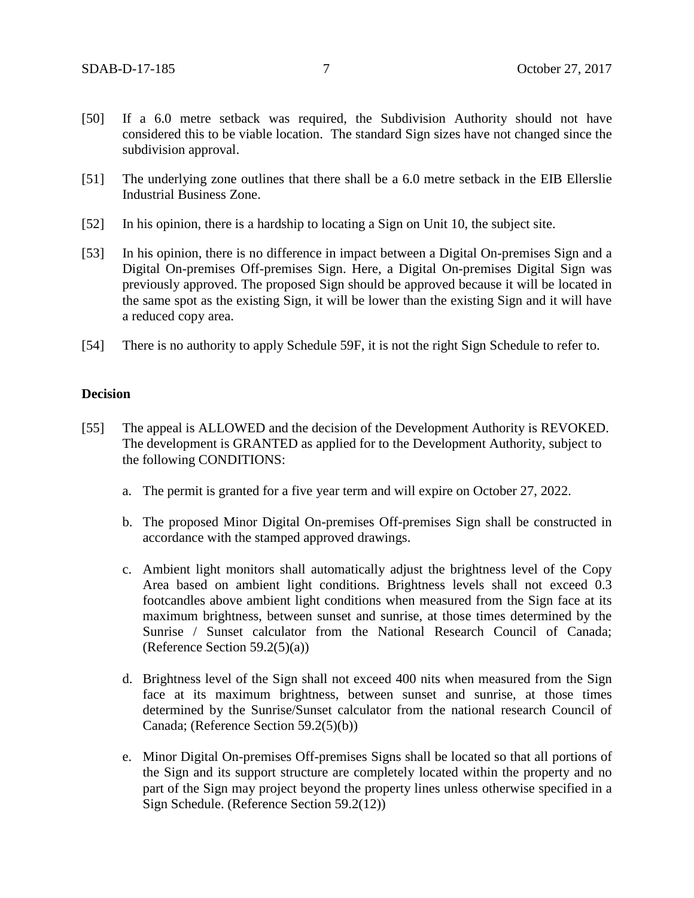[50] If a 6.0 metre setback was required, the Subdivision Authority should not have considered this to be viable location. The standard Sign sizes have not changed since the subdivision approval.

[51] The underlying zone outlines that there shall be a 6.0 metre setback in the EIB Ellerslie Industrial Business Zone.

[52] In his opinion, there is a hardship to locating a Sign on Unit 10, the subject site.

[53] In his opinion, there is no difference in impact between a Digital On-premises Sign and a Digital On-premises Off-premises Sign. Here, a Digital On-premises Digital Sign was previously approved. The proposed Sign should be approved because it will be located in the same spot as the existing Sign, it will be lower than the existing Sign and it will have a reduced copy area.

[54] There is no authority to apply Schedule 59F, it is not the right Sign Schedule to refer to.

## Decision

[55] The appeal is ALLOWED and the decision of the Development Authority is REVOKED. The development is GRANTED as applied for to the Development Authority, subject to the following CONDITIONS:

a. The permit is granted for a five year term and will expire on October 27, 2022.

b. The proposed Minor Digital On-premises Off-premises Sign shall be constructed in accordance with the stamped approved drawings.

c. Ambient light monitors shall automatically adjust the brightness level of the Copy Area based on ambient light conditions. Brightness levels shall not exceed 0.3 footcandles above ambient light conditions when measured from the Sign face at its maximum brightness, between sunset and sunrise, at those times determined by the Sunrise / Sunset calculator from the National Research Council of Canada; (Reference Section 59.2(5)(a))

d. Brightness level of the Sign shall not exceed 400 nits when measured from the Sign face at its maximum brightness, between sunset and sunrise, at those times determined by the Sunrise/Sunset calculator from the national research Council of Canada; (Reference Section 59.2(5)(b))

e. Minor Digital On-premises Off-premises Signs shall be located so that all portions of the Sign and its support structure are completely located within the property and no part of the Sign may project beyond the property lines unless otherwise specified in a Sign Schedule. (Reference Section 59.2(12))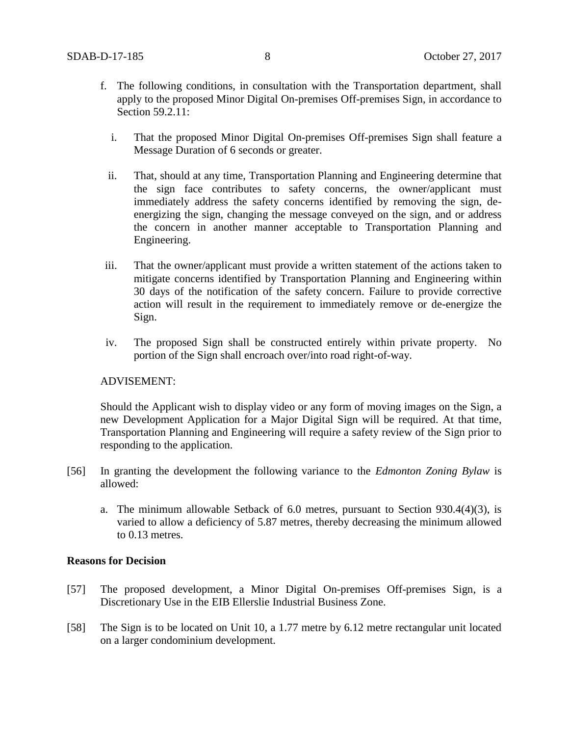f. The following conditions, in consultation with the Transportation department, shall apply to the proposed Minor Digital On-premises Off-premises Sign, in accordance to Section 59.2.11:

   i. That the proposed Minor Digital On-premises Off-premises Sign shall feature a Message Duration of 6 seconds or greater.

   ii. That, should at any time, Transportation Planning and Engineering determine that the sign face contributes to safety concerns, the owner/applicant must immediately address the safety concerns identified by removing the sign, de-energizing the sign, changing the message conveyed on the sign, and or address the concern in another manner acceptable to Transportation Planning and Engineering.

   iii. That the owner/applicant must provide a written statement of the actions taken to mitigate concerns identified by Transportation Planning and Engineering within 30 days of the notification of the safety concern. Failure to provide corrective action will result in the requirement to immediately remove or de-energize the Sign.

   iv. The proposed Sign shall be constructed entirely within private property. No portion of the Sign shall encroach over/into road right-of-way.

   ADVISEMENT:

   Should the Applicant wish to display video or any form of moving images on the Sign, a new Development Application for a Major Digital Sign will be required. At that time, Transportation Planning and Engineering will require a safety review of the Sign prior to responding to the application.

[56] In granting the development the following variance to the *Edmonton Zoning Bylaw* is allowed:

   a. The minimum allowable Setback of 6.0 metres, pursuant to Section 930.4(4)(3), is varied to allow a deficiency of 5.87 metres, thereby decreasing the minimum allowed to 0.13 metres.

**Reasons for Decision**

[57] The proposed development, a Minor Digital On-premises Off-premises Sign, is a Discretionary Use in the EIB Ellerslie Industrial Business Zone.

[58] The Sign is to be located on Unit 10, a 1.77 metre by 6.12 metre rectangular unit located on a larger condominium development.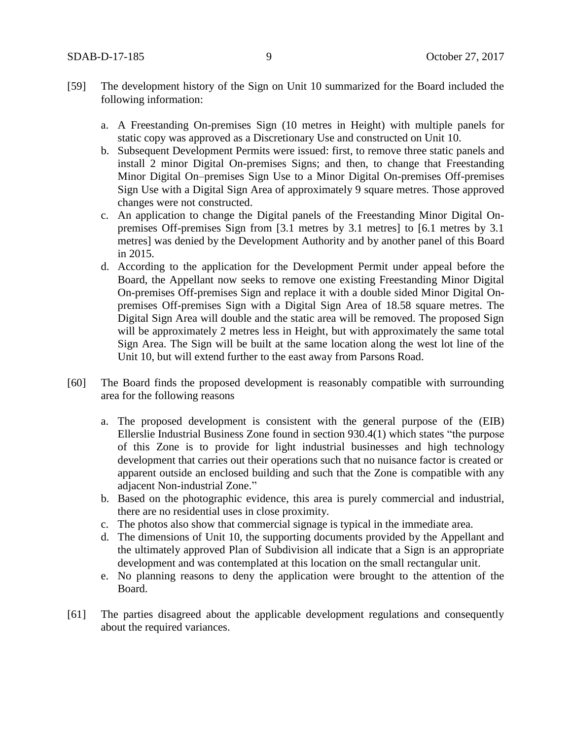[59] The development history of the Sign on Unit 10 summarized for the Board included the following information:

a. A Freestanding On-premises Sign (10 metres in Height) with multiple panels for static copy was approved as a Discretionary Use and constructed on Unit 10.
b. Subsequent Development Permits were issued: first, to remove three static panels and install 2 minor Digital On-premises Signs; and then, to change that Freestanding Minor Digital On–premises Sign Use to a Minor Digital On-premises Off-premises Sign Use with a Digital Sign Area of approximately 9 square metres. Those approved changes were not constructed.
c. An application to change the Digital panels of the Freestanding Minor Digital On-premises Off-premises Sign from [3.1 metres by 3.1 metres] to [6.1 metres by 3.1 metres] was denied by the Development Authority and by another panel of this Board in 2015.
d. According to the application for the Development Permit under appeal before the Board, the Appellant now seeks to remove one existing Freestanding Minor Digital On-premises Off-premises Sign and replace it with a double sided Minor Digital On-premises Off-premises Sign with a Digital Sign Area of 18.58 square metres. The Digital Sign Area will double and the static area will be removed. The proposed Sign will be approximately 2 metres less in Height, but with approximately the same total Sign Area. The Sign will be built at the same location along the west lot line of the Unit 10, but will extend further to the east away from Parsons Road.

[60] The Board finds the proposed development is reasonably compatible with surrounding area for the following reasons

a. The proposed development is consistent with the general purpose of the (EIB) Ellerslie Industrial Business Zone found in section 930.4(1) which states "the purpose of this Zone is to provide for light industrial businesses and high technology development that carries out their operations such that no nuisance factor is created or apparent outside an enclosed building and such that the Zone is compatible with any adjacent Non-industrial Zone."
b. Based on the photographic evidence, this area is purely commercial and industrial, there are no residential uses in close proximity.
c. The photos also show that commercial signage is typical in the immediate area.
d. The dimensions of Unit 10, the supporting documents provided by the Appellant and the ultimately approved Plan of Subdivision all indicate that a Sign is an appropriate development and was contemplated at this location on the small rectangular unit.
e. No planning reasons to deny the application were brought to the attention of the Board.

[61] The parties disagreed about the applicable development regulations and consequently about the required variances.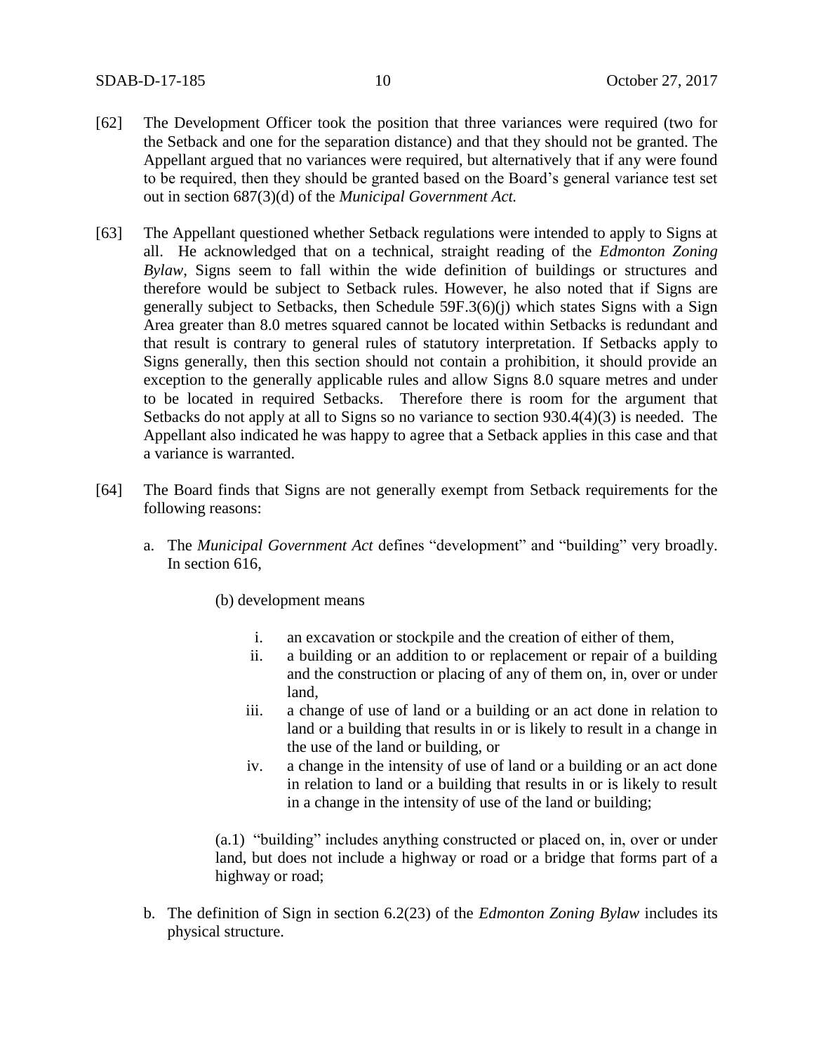[62] The Development Officer took the position that three variances were required (two for the Setback and one for the separation distance) and that they should not be granted. The Appellant argued that no variances were required, but alternatively that if any were found to be required, then they should be granted based on the Board's general variance test set out in section 687(3)(d) of the *Municipal Government Act.*

[63] The Appellant questioned whether Setback regulations were intended to apply to Signs at all. He acknowledged that on a technical, straight reading of the *Edmonton Zoning Bylaw*, Signs seem to fall within the wide definition of buildings or structures and therefore would be subject to Setback rules. However, he also noted that if Signs are generally subject to Setbacks, then Schedule 59F.3(6)(j) which states Signs with a Sign Area greater than 8.0 metres squared cannot be located within Setbacks is redundant and that result is contrary to general rules of statutory interpretation. If Setbacks apply to Signs generally, then this section should not contain a prohibition, it should provide an exception to the generally applicable rules and allow Signs 8.0 square metres and under to be located in required Setbacks. Therefore there is room for the argument that Setbacks do not apply at all to Signs so no variance to section 930.4(4)(3) is needed. The Appellant also indicated he was happy to agree that a Setback applies in this case and that a variance is warranted.

[64] The Board finds that Signs are not generally exempt from Setback requirements for the following reasons:

a. The *Municipal Government Act* defines "development" and "building" very broadly. In section 616,

   (b) development means

   i. an excavation or stockpile and the creation of either of them,
   ii. a building or an addition to or replacement or repair of a building and the construction or placing of any of them on, in, over or under land,
   iii. a change of use of land or a building or an act done in relation to land or a building that results in or is likely to result in a change in the use of the land or building, or
   iv. a change in the intensity of use of land or a building or an act done in relation to land or a building that results in or is likely to result in a change in the intensity of use of the land or building;

   (a.1) "building" includes anything constructed or placed on, in, over or under land, but does not include a highway or road or a bridge that forms part of a highway or road;

b. The definition of Sign in section 6.2(23) of the *Edmonton Zoning Bylaw* includes its physical structure.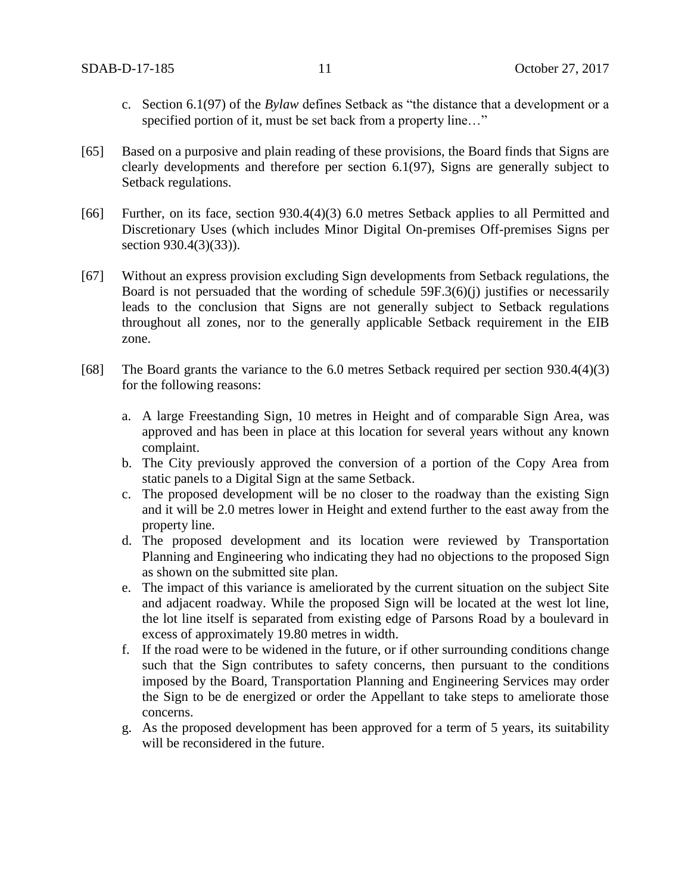c. Section 6.1(97) of the *Bylaw* defines Setback as "the distance that a development or a specified portion of it, must be set back from a property line…"

[65] Based on a purposive and plain reading of these provisions, the Board finds that Signs are clearly developments and therefore per section 6.1(97), Signs are generally subject to Setback regulations.

[66] Further, on its face, section 930.4(4)(3) 6.0 metres Setback applies to all Permitted and Discretionary Uses (which includes Minor Digital On-premises Off-premises Signs per section 930.4(3)(33)).

[67] Without an express provision excluding Sign developments from Setback regulations, the Board is not persuaded that the wording of schedule 59F.3(6)(j) justifies or necessarily leads to the conclusion that Signs are not generally subject to Setback regulations throughout all zones, nor to the generally applicable Setback requirement in the EIB zone.

[68] The Board grants the variance to the 6.0 metres Setback required per section 930.4(4)(3) for the following reasons:

a. A large Freestanding Sign, 10 metres in Height and of comparable Sign Area, was approved and has been in place at this location for several years without any known complaint.
b. The City previously approved the conversion of a portion of the Copy Area from static panels to a Digital Sign at the same Setback.
c. The proposed development will be no closer to the roadway than the existing Sign and it will be 2.0 metres lower in Height and extend further to the east away from the property line.
d. The proposed development and its location were reviewed by Transportation Planning and Engineering who indicating they had no objections to the proposed Sign as shown on the submitted site plan.
e. The impact of this variance is ameliorated by the current situation on the subject Site and adjacent roadway. While the proposed Sign will be located at the west lot line, the lot line itself is separated from existing edge of Parsons Road by a boulevard in excess of approximately 19.80 metres in width.
f. If the road were to be widened in the future, or if other surrounding conditions change such that the Sign contributes to safety concerns, then pursuant to the conditions imposed by the Board, Transportation Planning and Engineering Services may order the Sign to be de energized or order the Appellant to take steps to ameliorate those concerns.
g. As the proposed development has been approved for a term of 5 years, its suitability will be reconsidered in the future.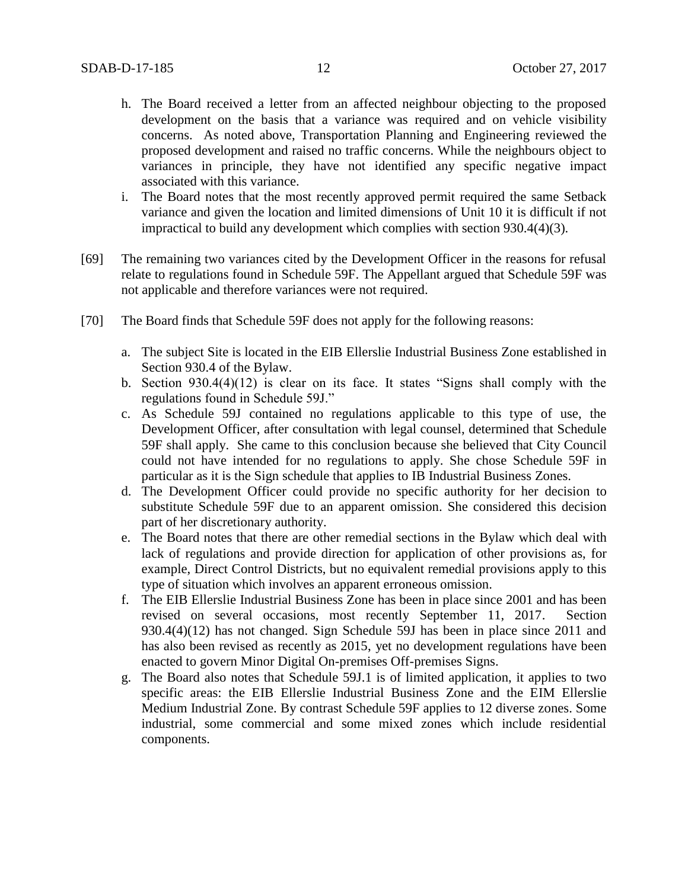h. The Board received a letter from an affected neighbour objecting to the proposed development on the basis that a variance was required and on vehicle visibility concerns. As noted above, Transportation Planning and Engineering reviewed the proposed development and raised no traffic concerns. While the neighbours object to variances in principle, they have not identified any specific negative impact associated with this variance.

i. The Board notes that the most recently approved permit required the same Setback variance and given the location and limited dimensions of Unit 10 it is difficult if not impractical to build any development which complies with section 930.4(4)(3).

[69] The remaining two variances cited by the Development Officer in the reasons for refusal relate to regulations found in Schedule 59F. The Appellant argued that Schedule 59F was not applicable and therefore variances were not required.

[70] The Board finds that Schedule 59F does not apply for the following reasons:

a. The subject Site is located in the EIB Ellerslie Industrial Business Zone established in Section 930.4 of the Bylaw.

b. Section 930.4(4)(12) is clear on its face. It states "Signs shall comply with the regulations found in Schedule 59J."

c. As Schedule 59J contained no regulations applicable to this type of use, the Development Officer, after consultation with legal counsel, determined that Schedule 59F shall apply. She came to this conclusion because she believed that City Council could not have intended for no regulations to apply. She chose Schedule 59F in particular as it is the Sign schedule that applies to IB Industrial Business Zones.

d. The Development Officer could provide no specific authority for her decision to substitute Schedule 59F due to an apparent omission. She considered this decision part of her discretionary authority.

e. The Board notes that there are other remedial sections in the Bylaw which deal with lack of regulations and provide direction for application of other provisions as, for example, Direct Control Districts, but no equivalent remedial provisions apply to this type of situation which involves an apparent erroneous omission.

f. The EIB Ellerslie Industrial Business Zone has been in place since 2001 and has been revised on several occasions, most recently September 11, 2017. Section 930.4(4)(12) has not changed. Sign Schedule 59J has been in place since 2011 and has also been revised as recently as 2015, yet no development regulations have been enacted to govern Minor Digital On-premises Off-premises Signs.

g. The Board also notes that Schedule 59J.1 is of limited application, it applies to two specific areas: the EIB Ellerslie Industrial Business Zone and the EIM Ellerslie Medium Industrial Zone. By contrast Schedule 59F applies to 12 diverse zones. Some industrial, some commercial and some mixed zones which include residential components.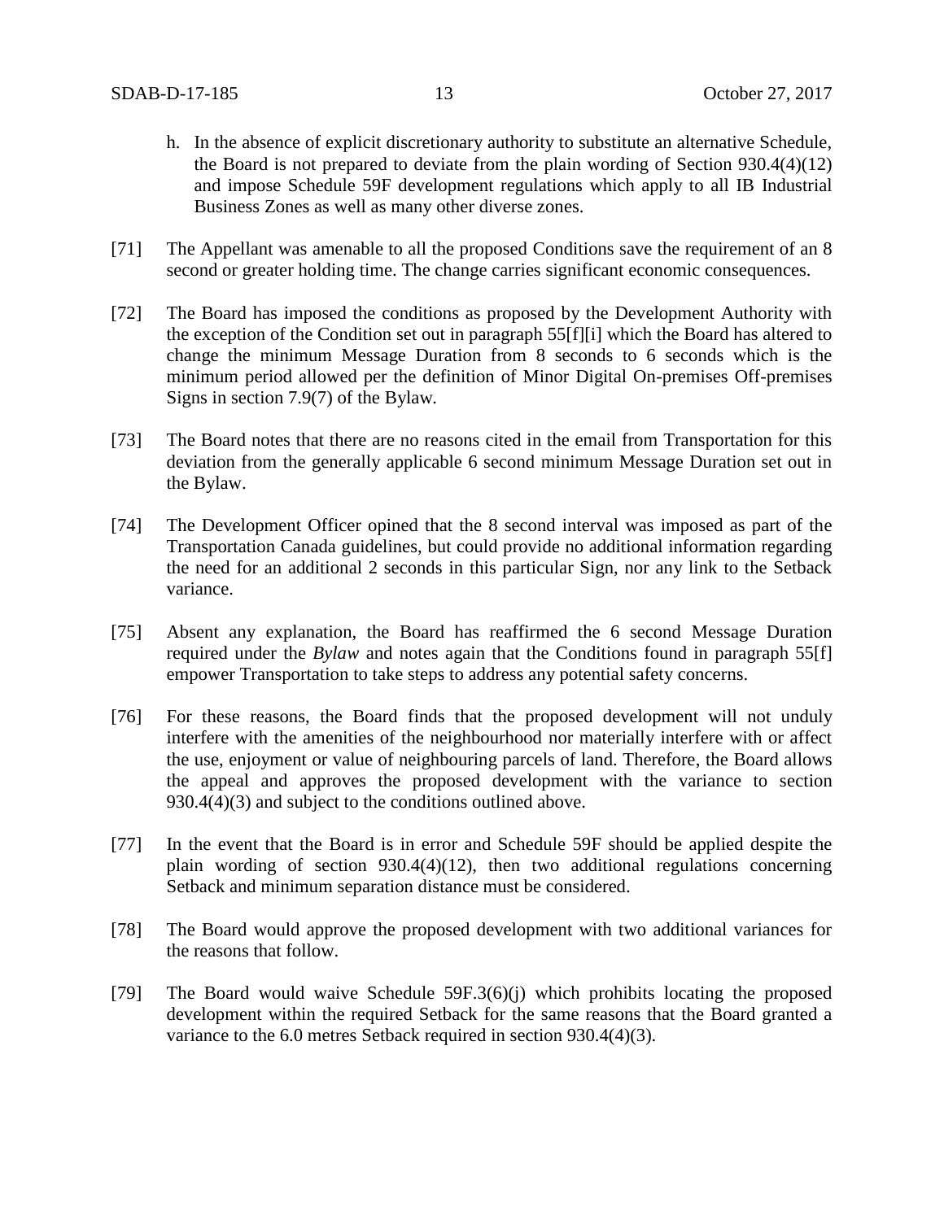h. In the absence of explicit discretionary authority to substitute an alternative Schedule, the Board is not prepared to deviate from the plain wording of Section 930.4(4)(12) and impose Schedule 59F development regulations which apply to all IB Industrial Business Zones as well as many other diverse zones.

[71] The Appellant was amenable to all the proposed Conditions save the requirement of an 8 second or greater holding time. The change carries significant economic consequences.

[72] The Board has imposed the conditions as proposed by the Development Authority with the exception of the Condition set out in paragraph 55[f][i] which the Board has altered to change the minimum Message Duration from 8 seconds to 6 seconds which is the minimum period allowed per the definition of Minor Digital On-premises Off-premises Signs in section 7.9(7) of the Bylaw.

[73] The Board notes that there are no reasons cited in the email from Transportation for this deviation from the generally applicable 6 second minimum Message Duration set out in the Bylaw.

[74] The Development Officer opined that the 8 second interval was imposed as part of the Transportation Canada guidelines, but could provide no additional information regarding the need for an additional 2 seconds in this particular Sign, nor any link to the Setback variance.

[75] Absent any explanation, the Board has reaffirmed the 6 second Message Duration required under the *Bylaw* and notes again that the Conditions found in paragraph 55[f] empower Transportation to take steps to address any potential safety concerns.

[76] For these reasons, the Board finds that the proposed development will not unduly interfere with the amenities of the neighbourhood nor materially interfere with or affect the use, enjoyment or value of neighbouring parcels of land. Therefore, the Board allows the appeal and approves the proposed development with the variance to section 930.4(4)(3) and subject to the conditions outlined above.

[77] In the event that the Board is in error and Schedule 59F should be applied despite the plain wording of section 930.4(4)(12), then two additional regulations concerning Setback and minimum separation distance must be considered.

[78] The Board would approve the proposed development with two additional variances for the reasons that follow.

[79] The Board would waive Schedule 59F.3(6)(j) which prohibits locating the proposed development within the required Setback for the same reasons that the Board granted a variance to the 6.0 metres Setback required in section 930.4(4)(3).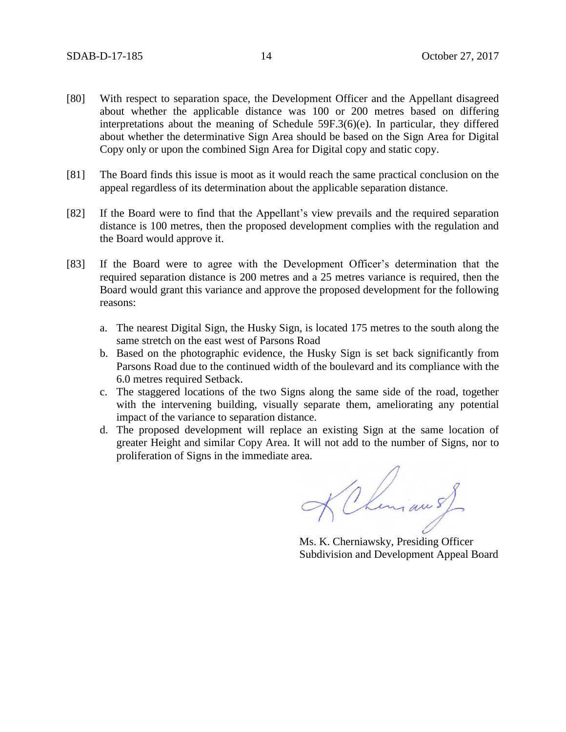[80] With respect to separation space, the Development Officer and the Appellant disagreed about whether the applicable distance was 100 or 200 metres based on differing interpretations about the meaning of Schedule 59F.3(6)(e). In particular, they differed about whether the determinative Sign Area should be based on the Sign Area for Digital Copy only or upon the combined Sign Area for Digital copy and static copy.

[81] The Board finds this issue is moot as it would reach the same practical conclusion on the appeal regardless of its determination about the applicable separation distance.

[82] If the Board were to find that the Appellant's view prevails and the required separation distance is 100 metres, then the proposed development complies with the regulation and the Board would approve it.

[83] If the Board were to agree with the Development Officer's determination that the required separation distance is 200 metres and a 25 metres variance is required, then the Board would grant this variance and approve the proposed development for the following reasons:

a. The nearest Digital Sign, the Husky Sign, is located 175 metres to the south along the same stretch on the east west of Parsons Road
b. Based on the photographic evidence, the Husky Sign is set back significantly from Parsons Road due to the continued width of the boulevard and its compliance with the 6.0 metres required Setback.
c. The staggered locations of the two Signs along the same side of the road, together with the intervening building, visually separate them, ameliorating any potential impact of the variance to separation distance.
d. The proposed development will replace an existing Sign at the same location of greater Height and similar Copy Area. It will not add to the number of Signs, nor to proliferation of Signs in the immediate area.

Ms. K. Cherniawsky, Presiding Officer
Subdivision and Development Appeal Board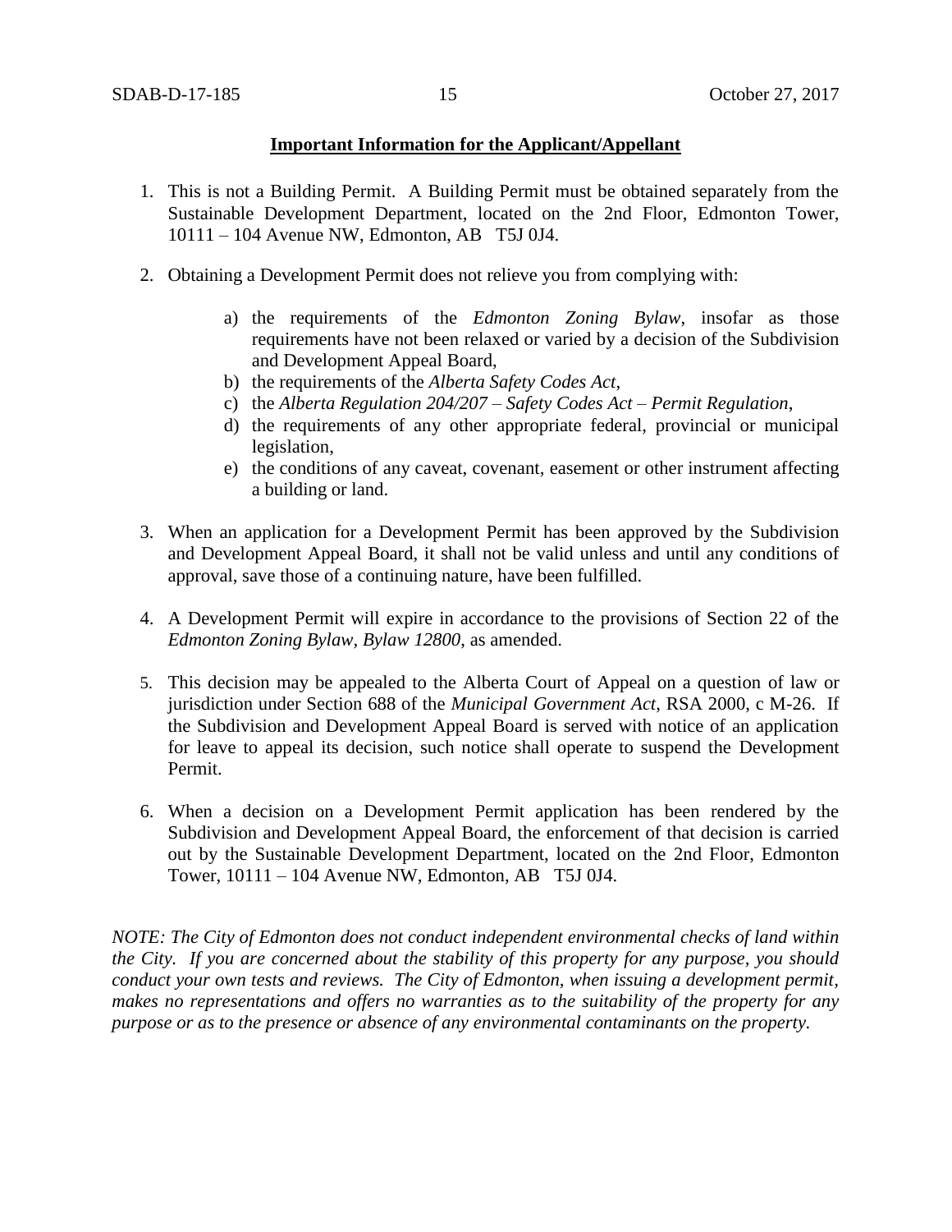**Important Information for the Applicant/Appellant**

1. This is not a Building Permit. A Building Permit must be obtained separately from the Sustainable Development Department, located on the 2nd Floor, Edmonton Tower, 10111 – 104 Avenue NW, Edmonton, AB T5J 0J4.

2. Obtaining a Development Permit does not relieve you from complying with:

   a) the requirements of the *Edmonton Zoning Bylaw*, insofar as those requirements have not been relaxed or varied by a decision of the Subdivision and Development Appeal Board,
   b) the requirements of the *Alberta Safety Codes Act*,
   c) the *Alberta Regulation 204/207 – Safety Codes Act – Permit Regulation*,
   d) the requirements of any other appropriate federal, provincial or municipal legislation,
   e) the conditions of any caveat, covenant, easement or other instrument affecting a building or land.

3. When an application for a Development Permit has been approved by the Subdivision and Development Appeal Board, it shall not be valid unless and until any conditions of approval, save those of a continuing nature, have been fulfilled.

4. A Development Permit will expire in accordance to the provisions of Section 22 of the *Edmonton Zoning Bylaw, Bylaw 12800*, as amended.

5. This decision may be appealed to the Alberta Court of Appeal on a question of law or jurisdiction under Section 688 of the *Municipal Government Act*, RSA 2000, c M-26. If the Subdivision and Development Appeal Board is served with notice of an application for leave to appeal its decision, such notice shall operate to suspend the Development Permit.

6. When a decision on a Development Permit application has been rendered by the Subdivision and Development Appeal Board, the enforcement of that decision is carried out by the Sustainable Development Department, located on the 2nd Floor, Edmonton Tower, 10111 – 104 Avenue NW, Edmonton, AB T5J 0J4.

*NOTE: The City of Edmonton does not conduct independent environmental checks of land within the City. If you are concerned about the stability of this property for any purpose, you should conduct your own tests and reviews. The City of Edmonton, when issuing a development permit, makes no representations and offers no warranties as to the suitability of the property for any purpose or as to the presence or absence of any environmental contaminants on the property.*